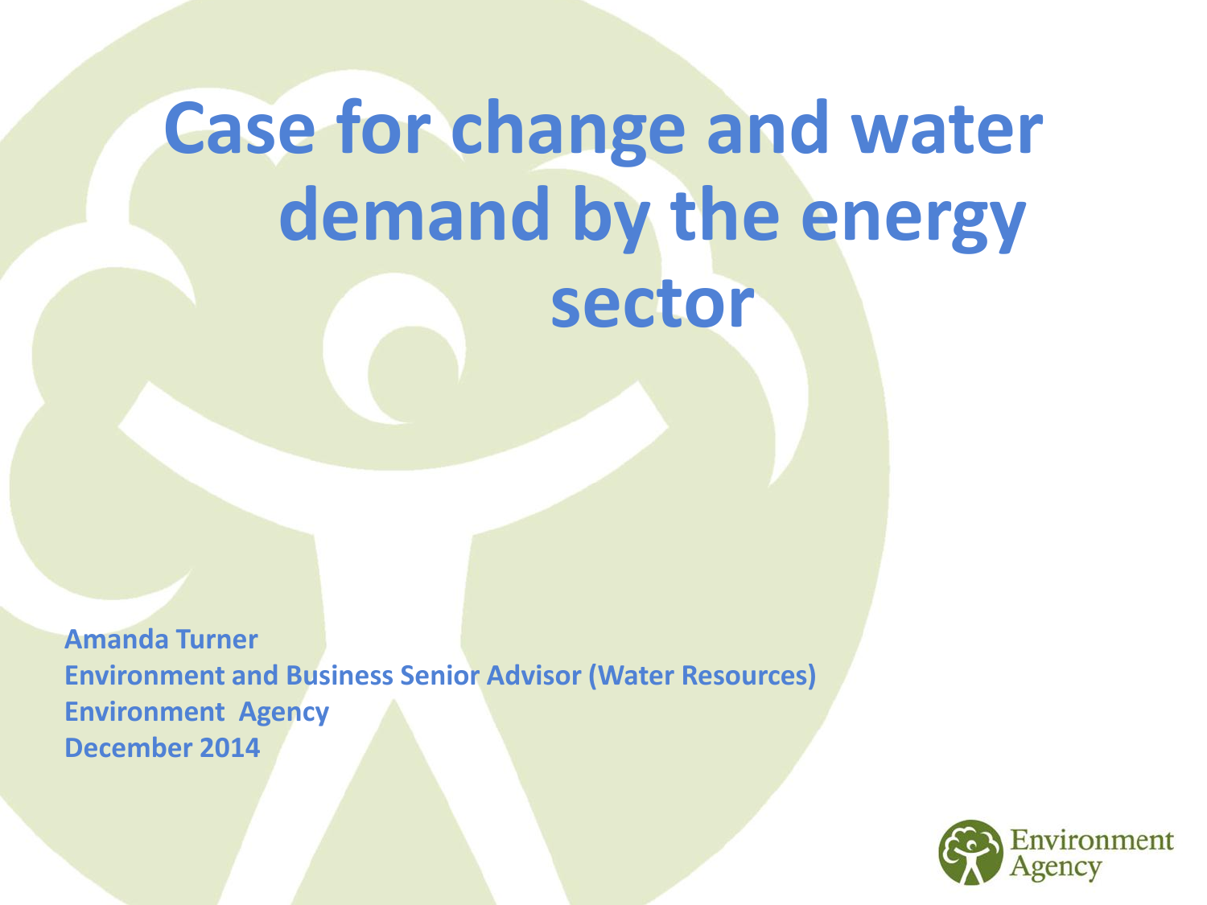# Case for change and water demand by the energy sector

**Amanda Turner**
**Environment and Business Senior Advisor (Water Resources)**
**Environment Agency**
**December 2014**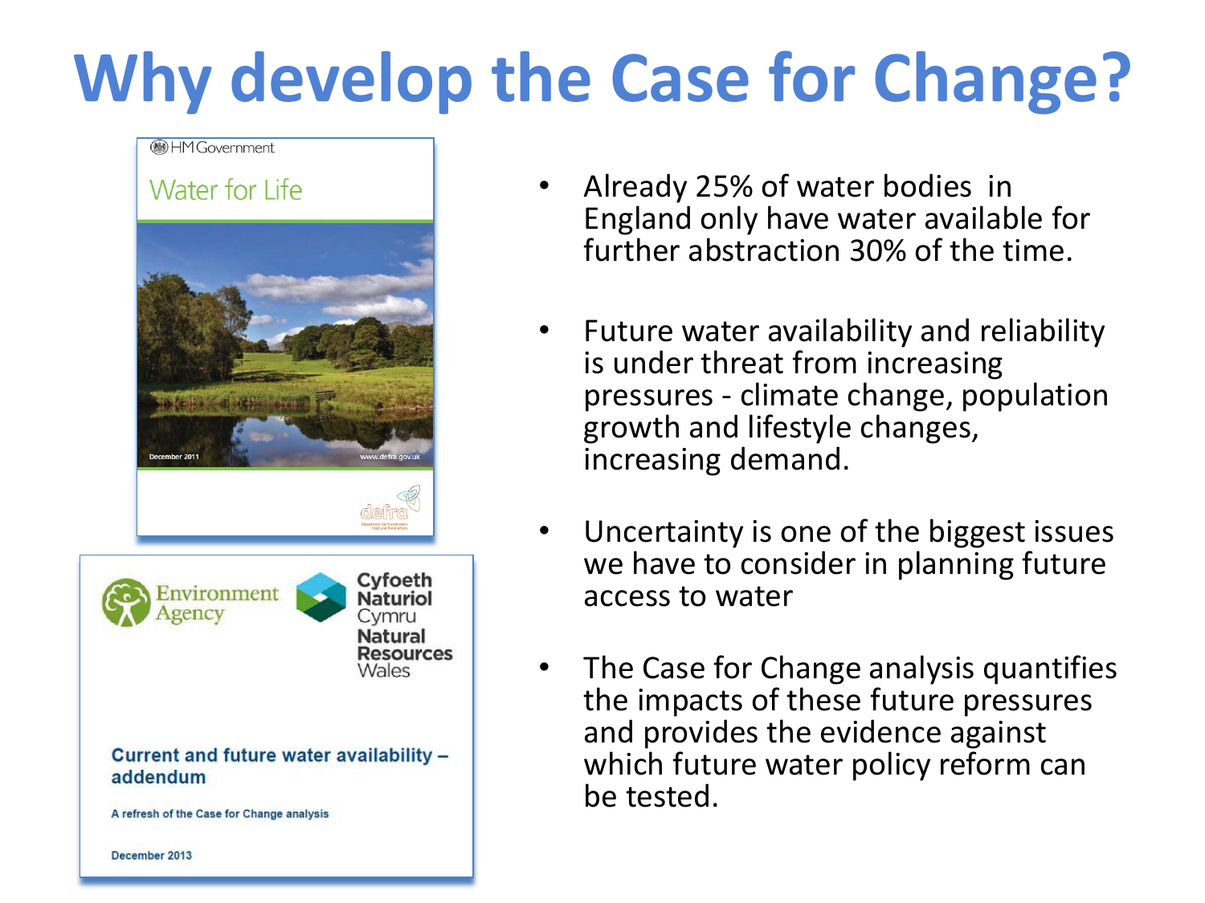# Why develop the Case for Change?

HM Government

Water for Life

December 2011

www.defra.gov.uk

defra

Environment Agency

Cyfoeth Naturiol Cymru
Natural Resources Wales

**Current and future water availability – addendum**

A refresh of the Case for Change analysis

December 2013

- Already 25% of water bodies in England only have water available for further abstraction 30% of the time.
- Future water availability and reliability is under threat from increasing pressures - climate change, population growth and lifestyle changes, increasing demand.
- Uncertainty is one of the biggest issues we have to consider in planning future access to water
- The Case for Change analysis quantifies the impacts of these future pressures and provides the evidence against which future water policy reform can be tested.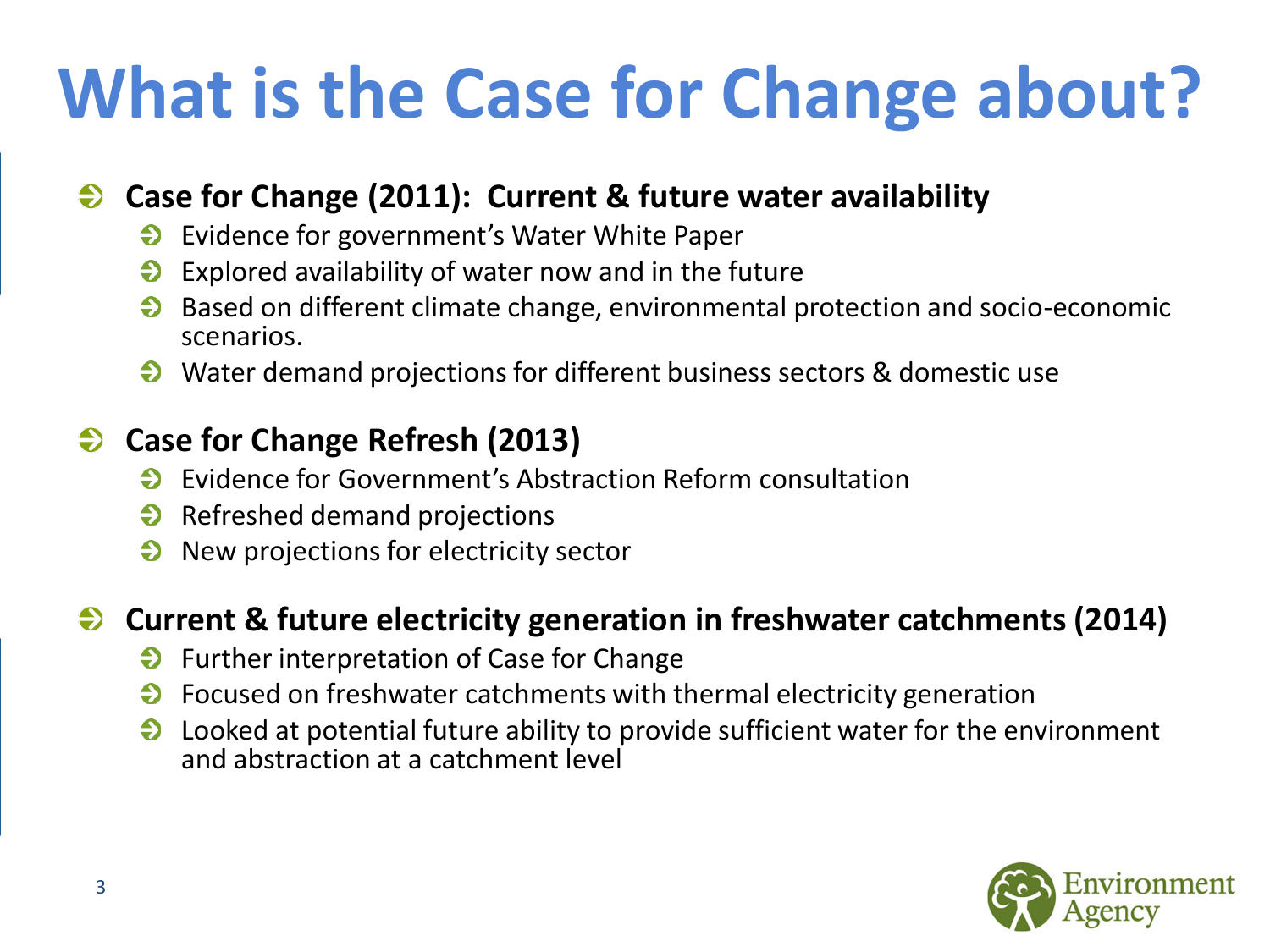# What is the Case for Change about?

- **Case for Change (2011): Current & future water availability**
  - Evidence for government's Water White Paper
  - Explored availability of water now and in the future
  - Based on different climate change, environmental protection and socio-economic scenarios.
  - Water demand projections for different business sectors & domestic use

- **Case for Change Refresh (2013)**
  - Evidence for Government's Abstraction Reform consultation
  - Refreshed demand projections
  - New projections for electricity sector

- **Current & future electricity generation in freshwater catchments (2014)**
  - Further interpretation of Case for Change
  - Focused on freshwater catchments with thermal electricity generation
  - Looked at potential future ability to provide sufficient water for the environment and abstraction at a catchment level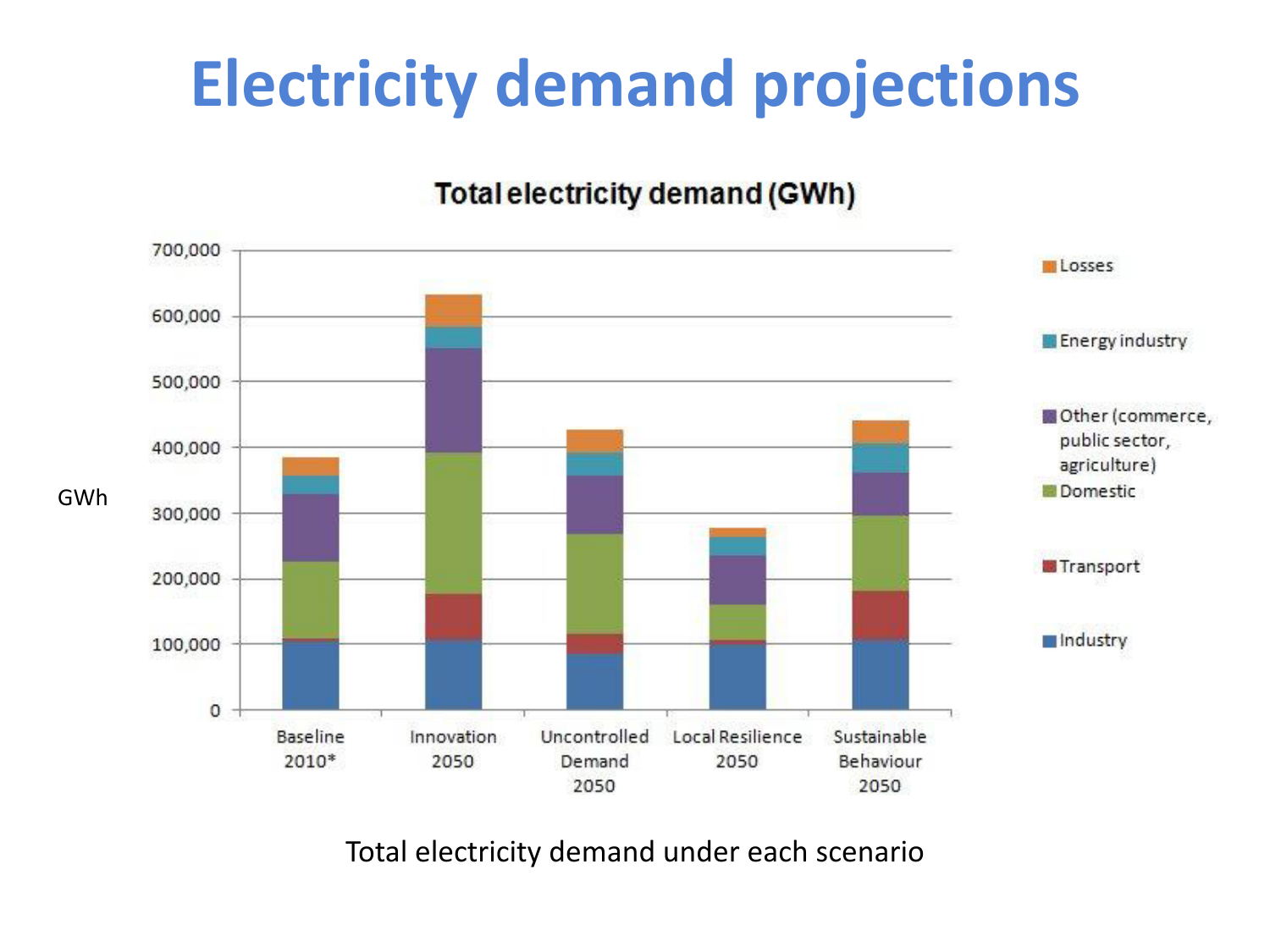# Electricity demand projections

**Total electricity demand (GWh)**

GWh

Legend: Losses, Energy industry, Other (commerce, public sector, agriculture), Domestic, Transport, Industry

Scenarios: Baseline 2010*, Innovation 2050, Uncontrolled Demand 2050, Local Resilience 2050, Sustainable Behaviour 2050

Total electricity demand under each scenario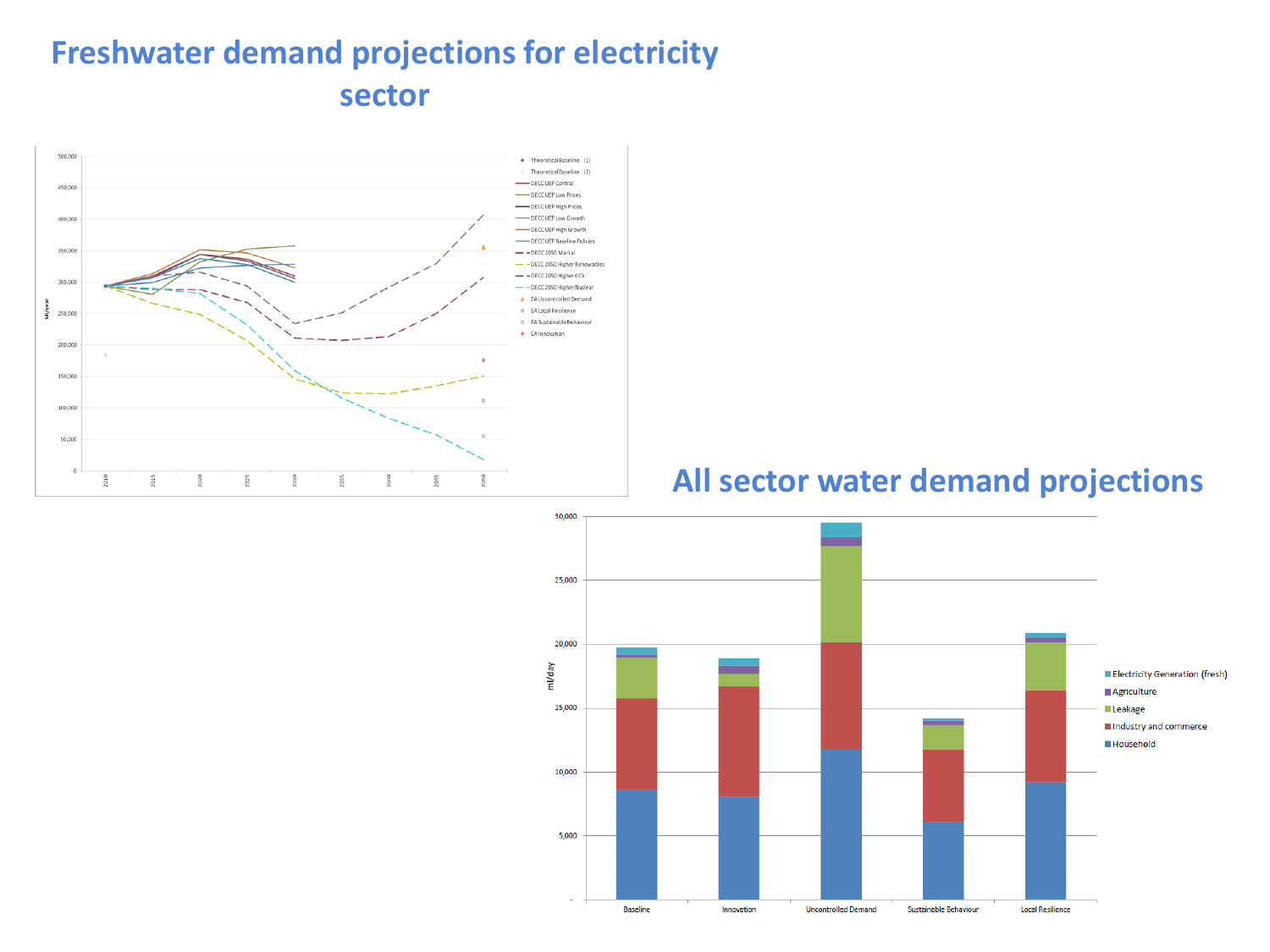# Freshwater demand projections for electricity sector

# All sector water demand projections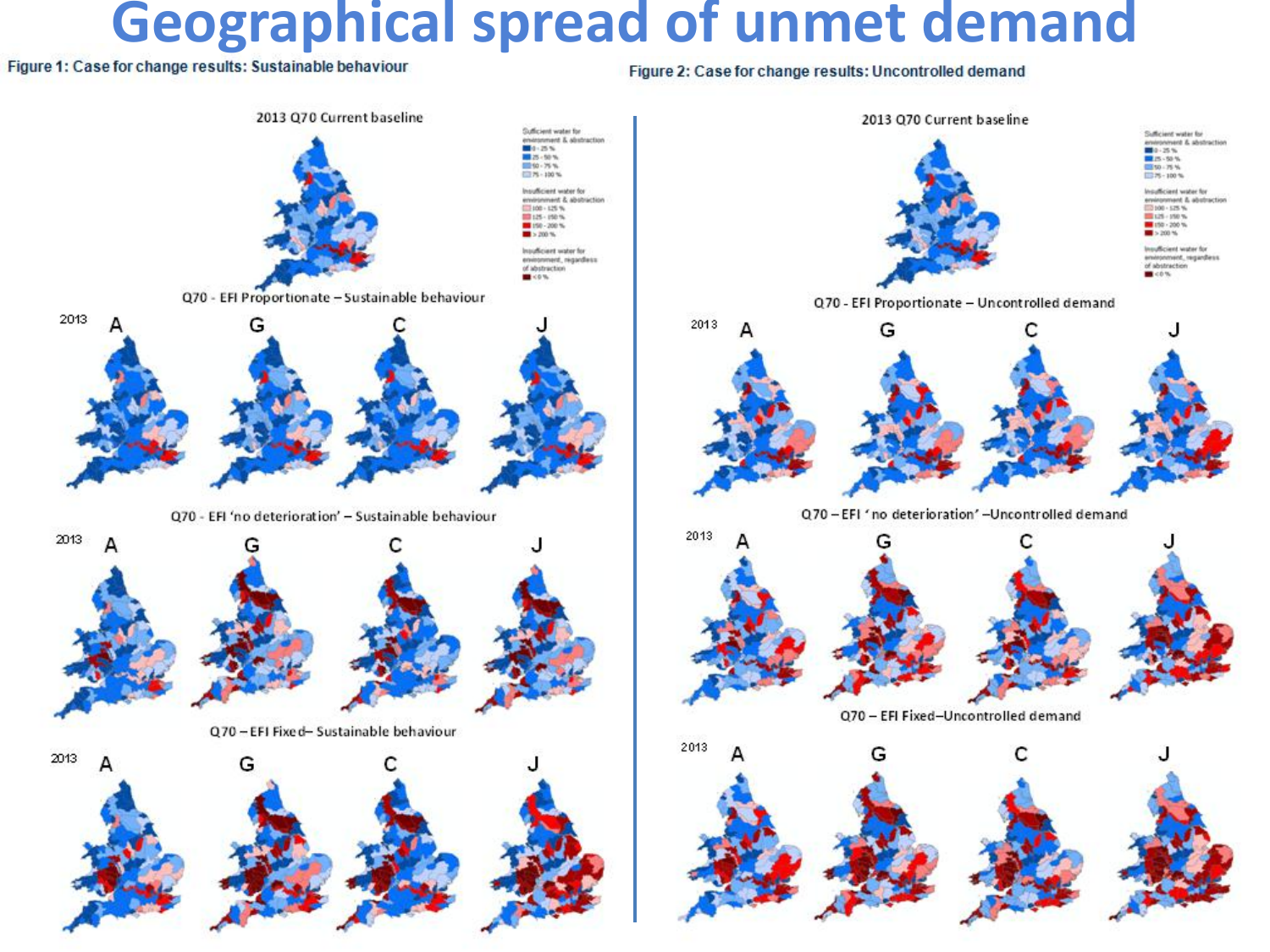# Geographical spread of unmet demand

Figure 1: Case for change results: Sustainable behaviour

2013 Q70 Current baseline

Q70 - EFI Proportionate – Sustainable behaviour

2013 A G C J

Q70 - EFI 'no deterioration' – Sustainable behaviour

2013 A G C J

Q70 – EFI Fixed– Sustainable behaviour

2013 A G C J

Figure 2: Case for change results: Uncontrolled demand

2013 Q70 Current baseline

Q70 - EFI Proportionate – Uncontrolled demand

2013 A G C J

Q70 – EFI 'no deterioration' –Uncontrolled demand

2013 A G C J

Q70 – EFI Fixed–Uncontrolled demand

2013 A G C J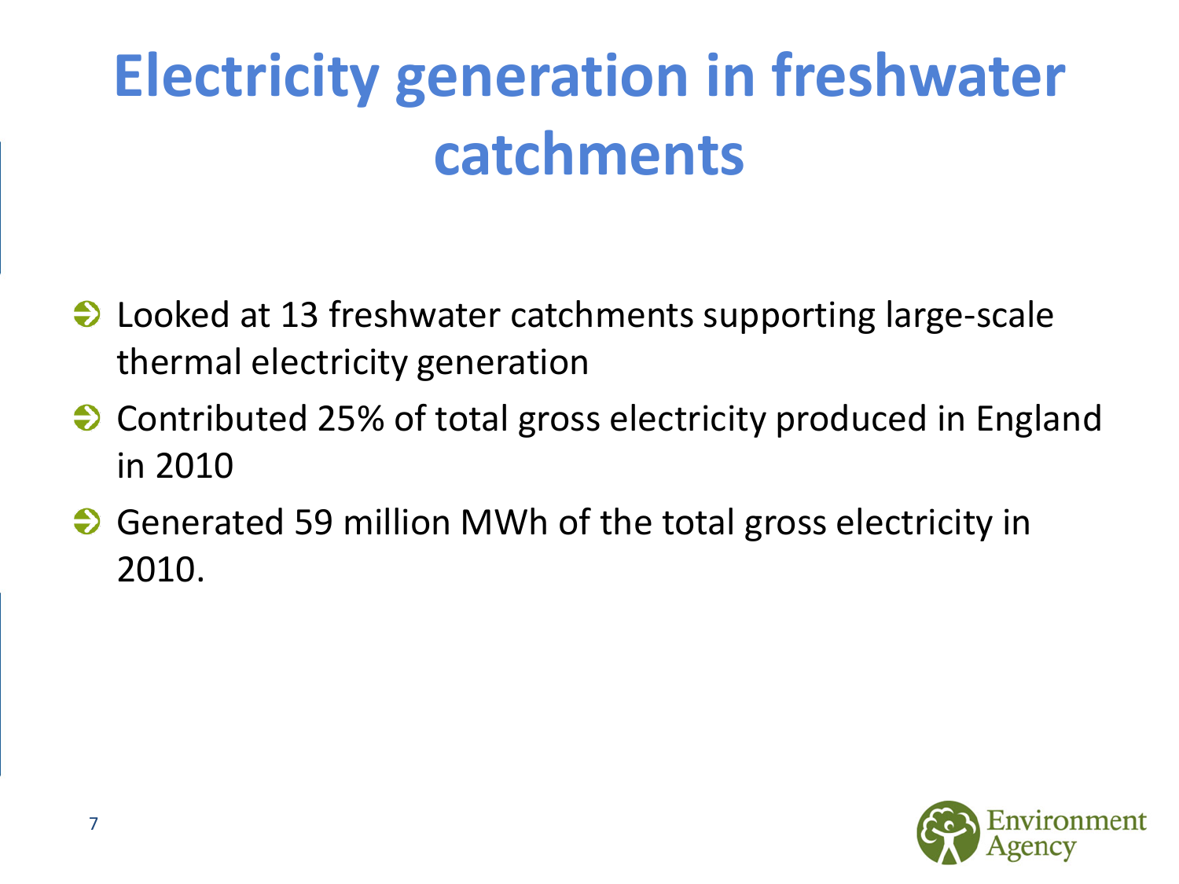# Electricity generation in freshwater catchments

- Looked at 13 freshwater catchments supporting large-scale thermal electricity generation
- Contributed 25% of total gross electricity produced in England in 2010
- Generated 59 million MWh of the total gross electricity in 2010.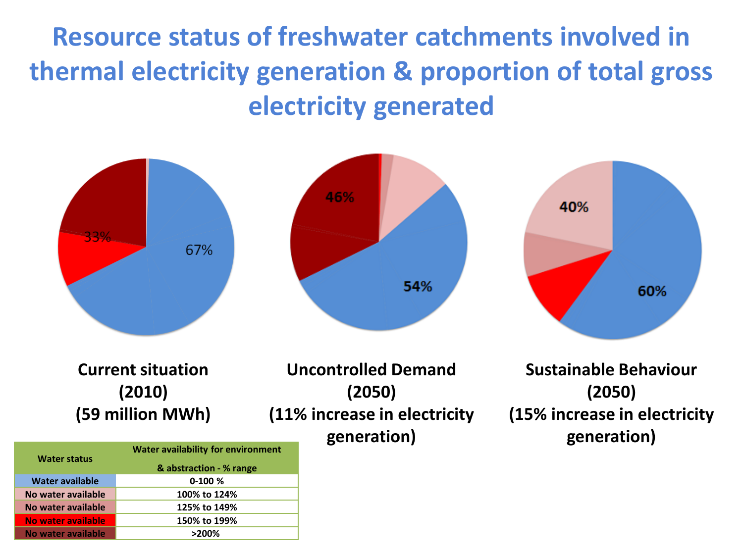# Resource status of freshwater catchments involved in thermal electricity generation & proportion of total gross electricity generated

33%

67%

**Current situation (2010) (59 million MWh)**

46%

54%

**Uncontrolled Demand (2050) (11% increase in electricity generation)**

40%

60%

**Sustainable Behaviour (2050) (15% increase in electricity generation)**

| Water status | Water availability for environment & abstraction - % range |
|---|---|
| Water available | 0-100 % |
| No water available | 100% to 124% |
| No water available | 125% to 149% |
| No water available | 150% to 199% |
| No water available | >200% |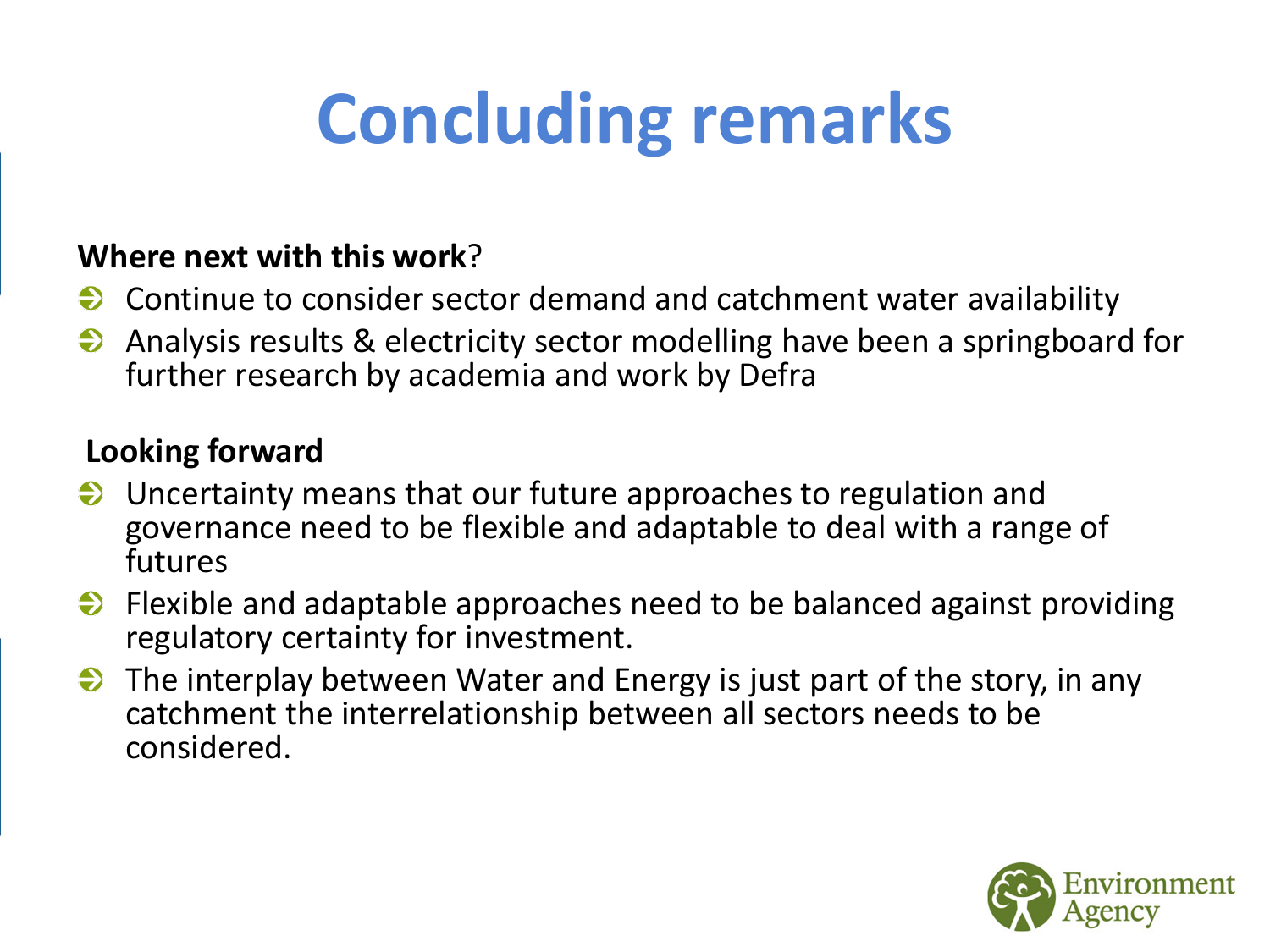# Concluding remarks

**Where next with this work**?

- Continue to consider sector demand and catchment water availability
- Analysis results & electricity sector modelling have been a springboard for further research by academia and work by Defra

**Looking forward**

- Uncertainty means that our future approaches to regulation and governance need to be flexible and adaptable to deal with a range of futures
- Flexible and adaptable approaches need to be balanced against providing regulatory certainty for investment.
- The interplay between Water and Energy is just part of the story, in any catchment the interrelationship between all sectors needs to be considered.

Environment Agency